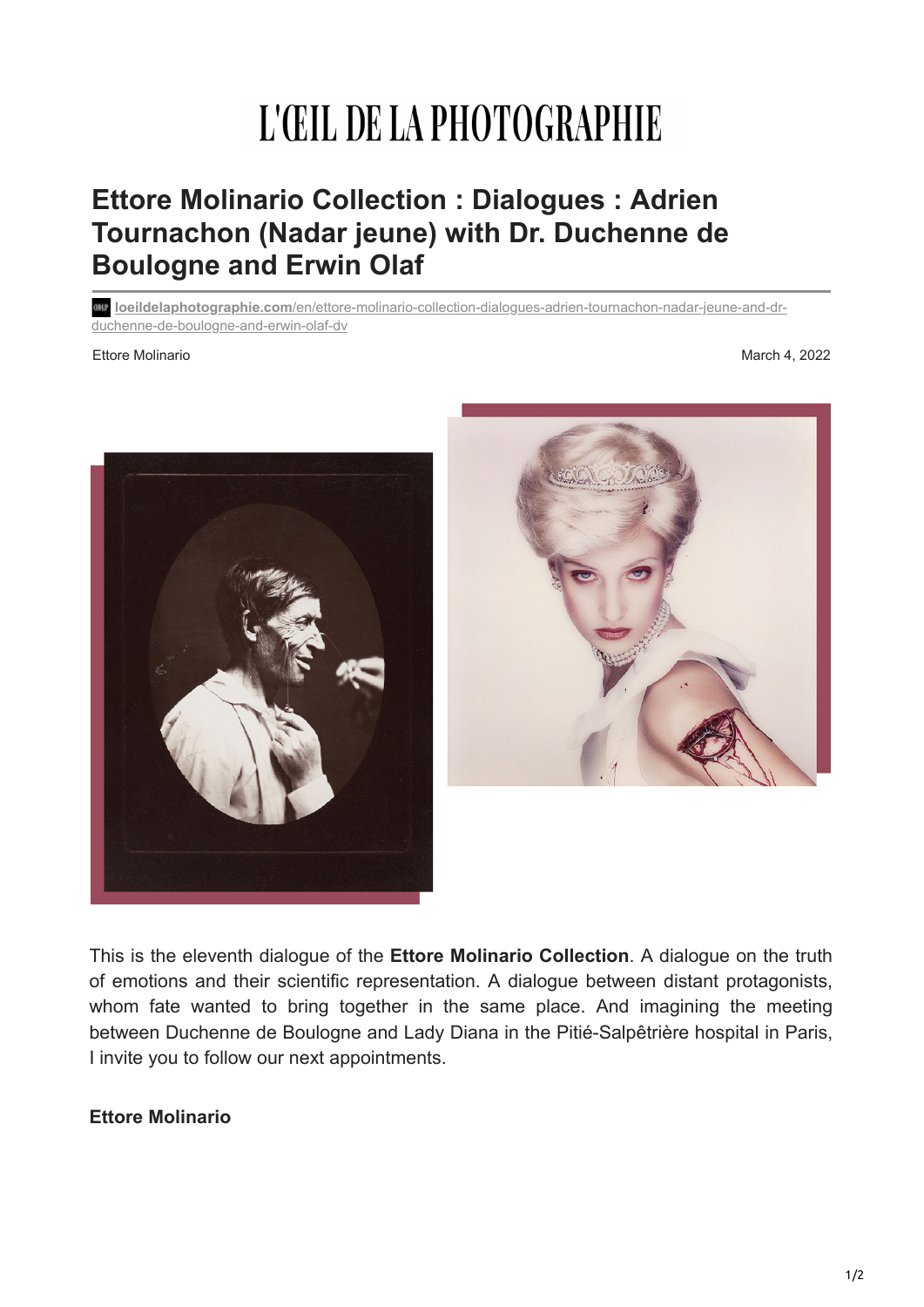# L'ŒIL DE LA PHOTOGRAPHIE

## Ettore Molinario Collection : Dialogues : Adrien Tournachon (Nadar jeune) with Dr. Duchenne de Boulogne and Erwin Olaf

loeildelaphotographie.com/en/ettore-molinario-collection-dialogues-adrien-tournachon-nadar-jeune-and-dr-duchenne-de-boulogne-and-erwin-olaf-dv

Ettore Molinario

March 4, 2022

This is the eleventh dialogue of the **Ettore Molinario Collection**. A dialogue on the truth of emotions and their scientific representation. A dialogue between distant protagonists, whom fate wanted to bring together in the same place. And imagining the meeting between Duchenne de Boulogne and Lady Diana in the Pitié-Salpêtrière hospital in Paris, I invite you to follow our next appointments.

**Ettore Molinario**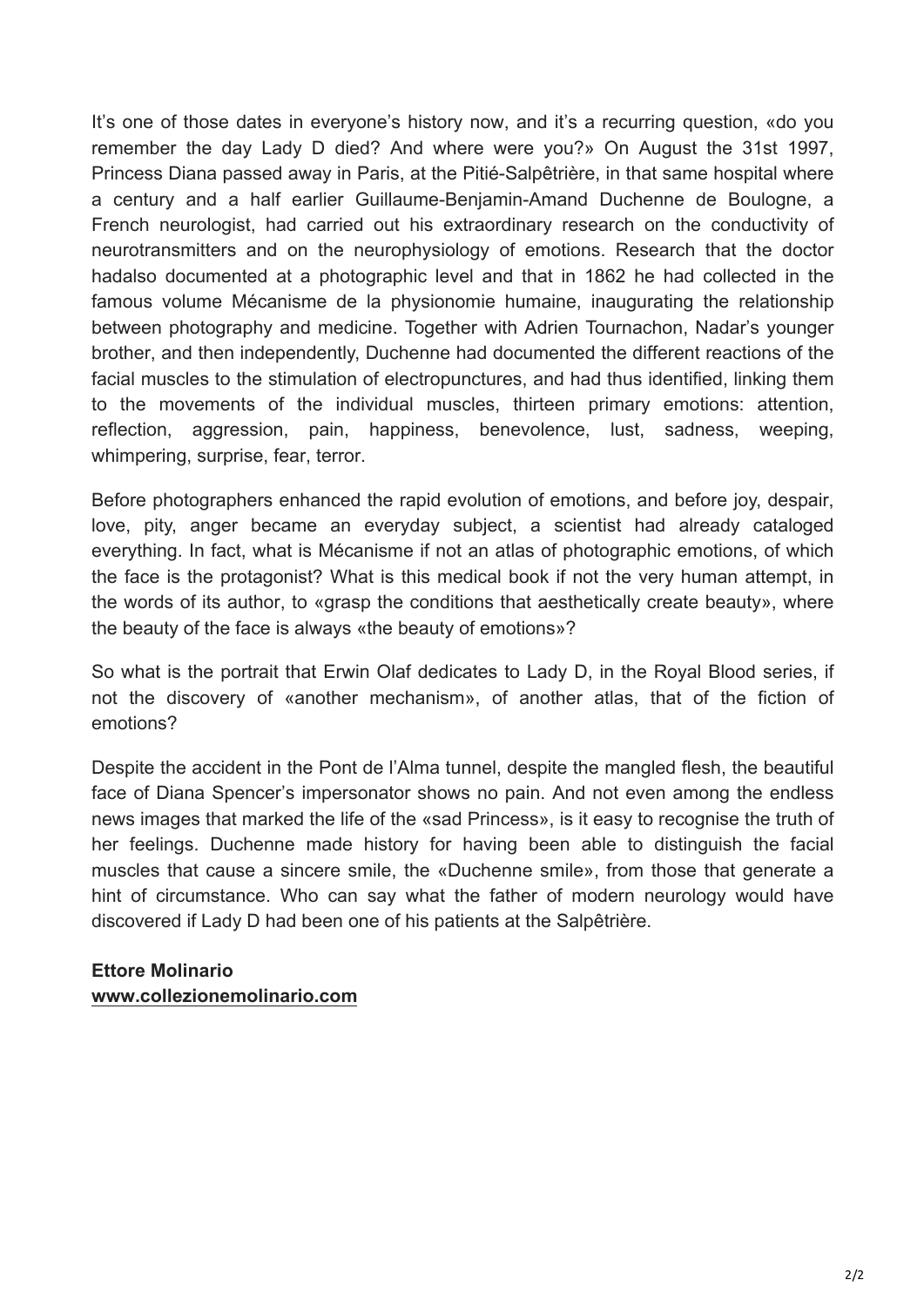It's one of those dates in everyone's history now, and it's a recurring question, «do you remember the day Lady D died? And where were you?» On August the 31st 1997, Princess Diana passed away in Paris, at the Pitié-Salpêtrière, in that same hospital where a century and a half earlier Guillaume-Benjamin-Amand Duchenne de Boulogne, a French neurologist, had carried out his extraordinary research on the conductivity of neurotransmitters and on the neurophysiology of emotions. Research that the doctor hadalso documented at a photographic level and that in 1862 he had collected in the famous volume Mécanisme de la physionomie humaine, inaugurating the relationship between photography and medicine. Together with Adrien Tournachon, Nadar's younger brother, and then independently, Duchenne had documented the different reactions of the facial muscles to the stimulation of electropunctures, and had thus identified, linking them to the movements of the individual muscles, thirteen primary emotions: attention, reflection, aggression, pain, happiness, benevolence, lust, sadness, weeping, whimpering, surprise, fear, terror.

Before photographers enhanced the rapid evolution of emotions, and before joy, despair, love, pity, anger became an everyday subject, a scientist had already cataloged everything. In fact, what is Mécanisme if not an atlas of photographic emotions, of which the face is the protagonist? What is this medical book if not the very human attempt, in the words of its author, to «grasp the conditions that aesthetically create beauty», where the beauty of the face is always «the beauty of emotions»?

So what is the portrait that Erwin Olaf dedicates to Lady D, in the Royal Blood series, if not the discovery of «another mechanism», of another atlas, that of the fiction of emotions?

Despite the accident in the Pont de l'Alma tunnel, despite the mangled flesh, the beautiful face of Diana Spencer's impersonator shows no pain. And not even among the endless news images that marked the life of the «sad Princess», is it easy to recognise the truth of her feelings. Duchenne made history for having been able to distinguish the facial muscles that cause a sincere smile, the «Duchenne smile», from those that generate a hint of circumstance. Who can say what the father of modern neurology would have discovered if Lady D had been one of his patients at the Salpêtrière.

**Ettore Molinario**
**www.collezionemolinario.com**